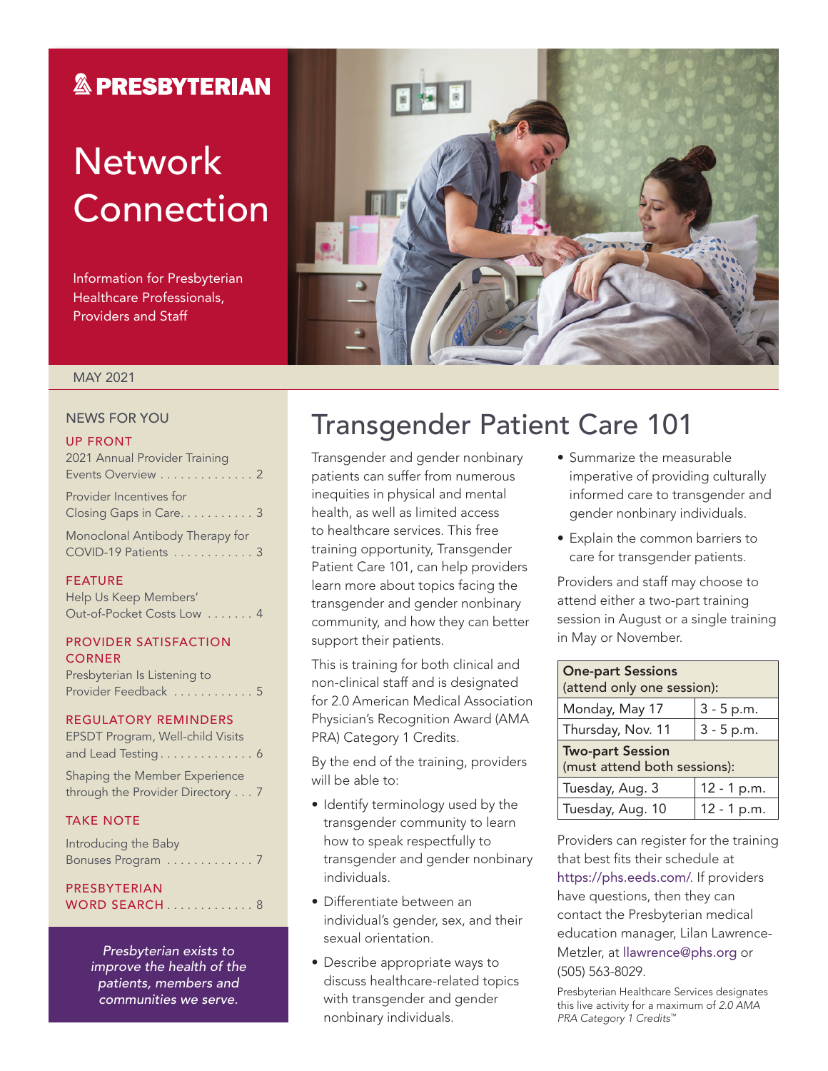**PRESBYTERIAN**

# Network Connection

Information for Presbyterian Healthcare Professionals, Providers and Staff

MAY 2021

## NEWS FOR YOU

### UP FRONT

2021 Annual Provider Training Events Overview . . . . . . . . . . . . . . 2

Provider Incentives for Closing Gaps in Care. . . . . . . . . . . 3

Monoclonal Antibody Therapy for COVID-19 Patients . . . . . . . . . . . . 3

### FEATURE

Help Us Keep Members' Out-of-Pocket Costs Low . . . . . . . 4

### PROVIDER SATISFACTION CORNER

Presbyterian Is Listening to Provider Feedback . . . . . . . . . . . . 5

### REGULATORY REMINDERS

EPSDT Program, Well-child Visits and Lead Testing . . . . . . . . . . . . . . 6

Shaping the Member Experience through the Provider Directory . . . 7

### TAKE NOTE

Introducing the Baby Bonuses Program . . . . . . . . . . . . . 7

### PRESBYTERIAN WORD SEARCH . . . . . . . . . . . . . 8

*Presbyterian exists to improve the health of the patients, members and communities we serve.*

# Transgender Patient Care 101

Transgender and gender nonbinary patients can suffer from numerous inequities in physical and mental health, as well as limited access to healthcare services. This free training opportunity, Transgender Patient Care 101, can help providers learn more about topics facing the transgender and gender nonbinary community, and how they can better support their patients.

This is training for both clinical and non-clinical staff and is designated for 2.0 American Medical Association Physician's Recognition Award (AMA PRA) Category 1 Credits.

By the end of the training, providers will be able to:

- Identify terminology used by the transgender community to learn how to speak respectfully to transgender and gender nonbinary individuals.
- Differentiate between an individual's gender, sex, and their sexual orientation.
- Describe appropriate ways to discuss healthcare-related topics with transgender and gender nonbinary individuals.
- Summarize the measurable imperative of providing culturally informed care to transgender and gender nonbinary individuals.
- Explain the common barriers to care for transgender patients.

Providers and staff may choose to attend either a two-part training session in August or a single training in May or November.

| **One-part Sessions** (attend only one session): | |
|---|---|
| Monday, May 17 | 3 - 5 p.m. |
| Thursday, Nov. 11 | 3 - 5 p.m. |
| **Two-part Session** (must attend both sessions): | |
| Tuesday, Aug. 3 | 12 - 1 p.m. |
| Tuesday, Aug. 10 | 12 - 1 p.m. |

Providers can register for the training that best fits their schedule at https://phs.eeds.com/. If providers have questions, then they can contact the Presbyterian medical education manager, Lilan Lawrence-Metzler, at llawrence@phs.org or (505) 563-8029.

Presbyterian Healthcare Services designates this live activity for a maximum of *2.0 AMA PRA Category 1 Credits™*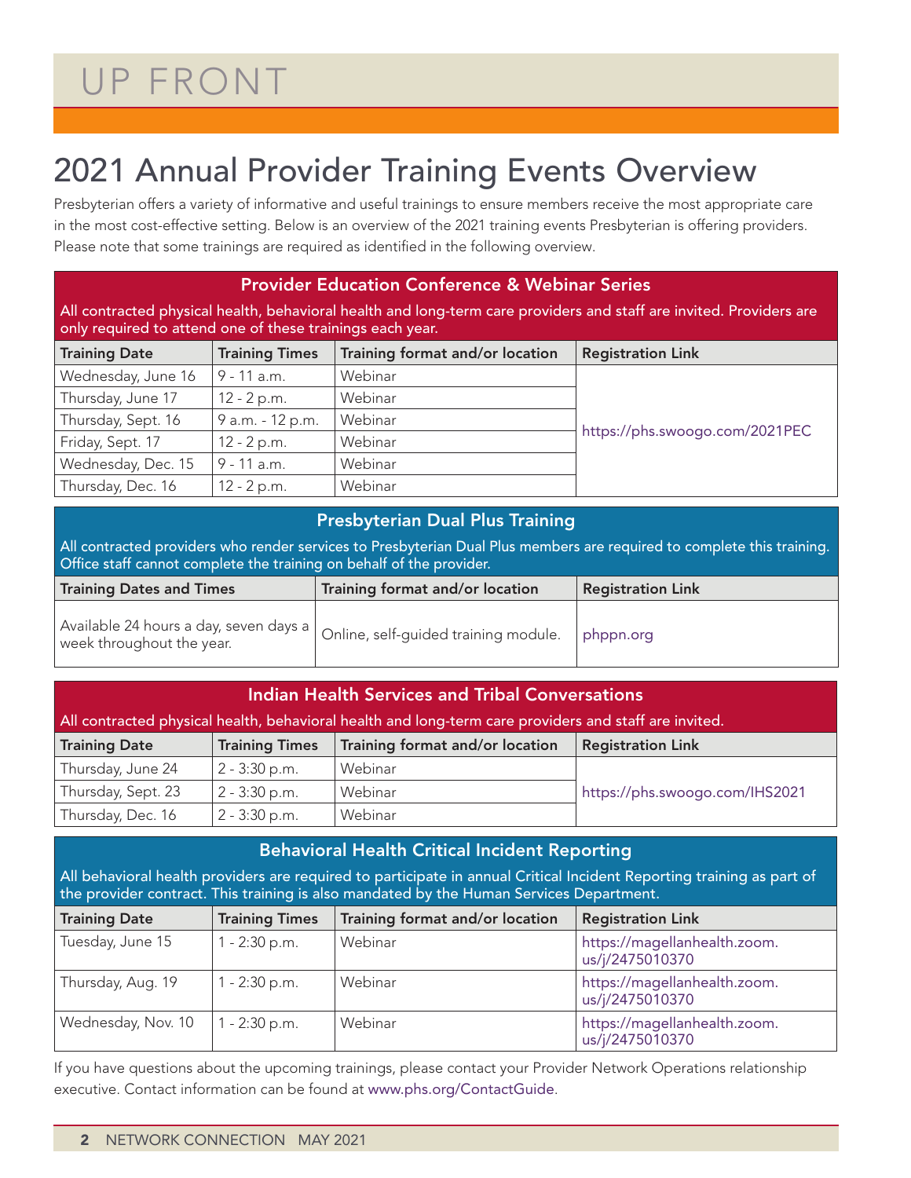# UP FRONT

## 2021 Annual Provider Training Events Overview

Presbyterian offers a variety of informative and useful trainings to ensure members receive the most appropriate care in the most cost-effective setting. Below is an overview of the 2021 training events Presbyterian is offering providers. Please note that some trainings are required as identified in the following overview.

### Provider Education Conference & Webinar Series

All contracted physical health, behavioral health and long-term care providers and staff are invited. Providers are only required to attend one of these trainings each year.

| Training Date | Training Times | Training format and/or location | Registration Link |
|---|---|---|---|
| Wednesday, June 16 | 9 - 11 a.m. | Webinar | https://phs.swoogo.com/2021PEC |
| Thursday, June 17 | 12 - 2 p.m. | Webinar | |
| Thursday, Sept. 16 | 9 a.m. - 12 p.m. | Webinar | |
| Friday, Sept. 17 | 12 - 2 p.m. | Webinar | |
| Wednesday, Dec. 15 | 9 - 11 a.m. | Webinar | |
| Thursday, Dec. 16 | 12 - 2 p.m. | Webinar | |

### Presbyterian Dual Plus Training

All contracted providers who render services to Presbyterian Dual Plus members are required to complete this training. Office staff cannot complete the training on behalf of the provider.

| Training Dates and Times | Training format and/or location | Registration Link |
|---|---|---|
| Available 24 hours a day, seven days a week throughout the year. | Online, self-guided training module. | phppn.org |

### Indian Health Services and Tribal Conversations

All contracted physical health, behavioral health and long-term care providers and staff are invited.

| Training Date | Training Times | Training format and/or location | Registration Link |
|---|---|---|---|
| Thursday, June 24 | 2 - 3:30 p.m. | Webinar | https://phs.swoogo.com/IHS2021 |
| Thursday, Sept. 23 | 2 - 3:30 p.m. | Webinar | |
| Thursday, Dec. 16 | 2 - 3:30 p.m. | Webinar | |

### Behavioral Health Critical Incident Reporting

All behavioral health providers are required to participate in annual Critical Incident Reporting training as part of the provider contract. This training is also mandated by the Human Services Department.

| Training Date | Training Times | Training format and/or location | Registration Link |
|---|---|---|---|
| Tuesday, June 15 | 1 - 2:30 p.m. | Webinar | https://magellanhealth.zoom.us/j/2475010370 |
| Thursday, Aug. 19 | 1 - 2:30 p.m. | Webinar | https://magellanhealth.zoom.us/j/2475010370 |
| Wednesday, Nov. 10 | 1 - 2:30 p.m. | Webinar | https://magellanhealth.zoom.us/j/2475010370 |

If you have questions about the upcoming trainings, please contact your Provider Network Operations relationship executive. Contact information can be found at www.phs.org/ContactGuide.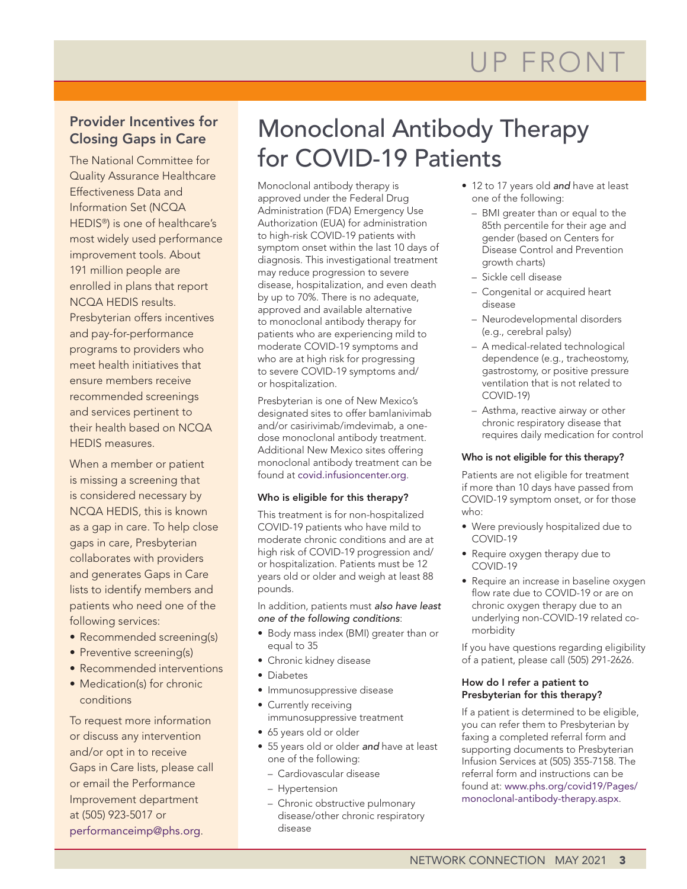# Monoclonal Antibody Therapy for COVID-19 Patients

Monoclonal antibody therapy is approved under the Federal Drug Administration (FDA) Emergency Use Authorization (EUA) for administration to high-risk COVID-19 patients with symptom onset within the last 10 days of diagnosis. This investigational treatment may reduce progression to severe disease, hospitalization, and even death by up to 70%. There is no adequate, approved and available alternative to monoclonal antibody therapy for patients who are experiencing mild to moderate COVID-19 symptoms and who are at high risk for progressing to severe COVID-19 symptoms and/or hospitalization.

Presbyterian is one of New Mexico's designated sites to offer bamlanivimab and/or casirivimab/imdevimab, a one-dose monoclonal antibody treatment. Additional New Mexico sites offering monoclonal antibody treatment can be found at covid.infusioncenter.org.

#### Who is eligible for this therapy?

This treatment is for non-hospitalized COVID-19 patients who have mild to moderate chronic conditions and are at high risk of COVID-19 progression and/or hospitalization. Patients must be 12 years old or older and weigh at least 88 pounds.

In addition, patients must *also have least one of the following conditions*:

- Body mass index (BMI) greater than or equal to 35
- Chronic kidney disease
- Diabetes
- Immunosuppressive disease
- Currently receiving immunosuppressive treatment
- 65 years old or older
- 55 years old or older *and* have at least one of the following:
  - Cardiovascular disease
  - Hypertension
  - Chronic obstructive pulmonary disease/other chronic respiratory disease
- 12 to 17 years old *and* have at least one of the following:
  - BMI greater than or equal to the 85th percentile for their age and gender (based on Centers for Disease Control and Prevention growth charts)
  - Sickle cell disease
  - Congenital or acquired heart disease
  - Neurodevelopmental disorders (e.g., cerebral palsy)
  - A medical-related technological dependence (e.g., tracheostomy, gastrostomy, or positive pressure ventilation that is not related to COVID-19)
  - Asthma, reactive airway or other chronic respiratory disease that requires daily medication for control

#### Who is not eligible for this therapy?

Patients are not eligible for treatment if more than 10 days have passed from COVID-19 symptom onset, or for those who:

- Were previously hospitalized due to COVID-19
- Require oxygen therapy due to COVID-19
- Require an increase in baseline oxygen flow rate due to COVID-19 or are on chronic oxygen therapy due to an underlying non-COVID-19 related co-morbidity

If you have questions regarding eligibility of a patient, please call (505) 291-2626.

#### How do I refer a patient to Presbyterian for this therapy?

If a patient is determined to be eligible, you can refer them to Presbyterian by faxing a completed referral form and supporting documents to Presbyterian Infusion Services at (505) 355-7158. The referral form and instructions can be found at: www.phs.org/covid19/Pages/monoclonal-antibody-therapy.aspx.

### Provider Incentives for Closing Gaps in Care

The National Committee for Quality Assurance Healthcare Effectiveness Data and Information Set (NCQA HEDIS®) is one of healthcare's most widely used performance improvement tools. About 191 million people are enrolled in plans that report NCQA HEDIS results. Presbyterian offers incentives and pay-for-performance programs to providers who meet health initiatives that ensure members receive recommended screenings and services pertinent to their health based on NCQA HEDIS measures.

When a member or patient is missing a screening that is considered necessary by NCQA HEDIS, this is known as a gap in care. To help close gaps in care, Presbyterian collaborates with providers and generates Gaps in Care lists to identify members and patients who need one of the following services:

- Recommended screening(s)
- Preventive screening(s)
- Recommended interventions
- Medication(s) for chronic conditions

To request more information or discuss any intervention and/or opt in to receive Gaps in Care lists, please call or email the Performance Improvement department at (505) 923-5017 or performanceimp@phs.org.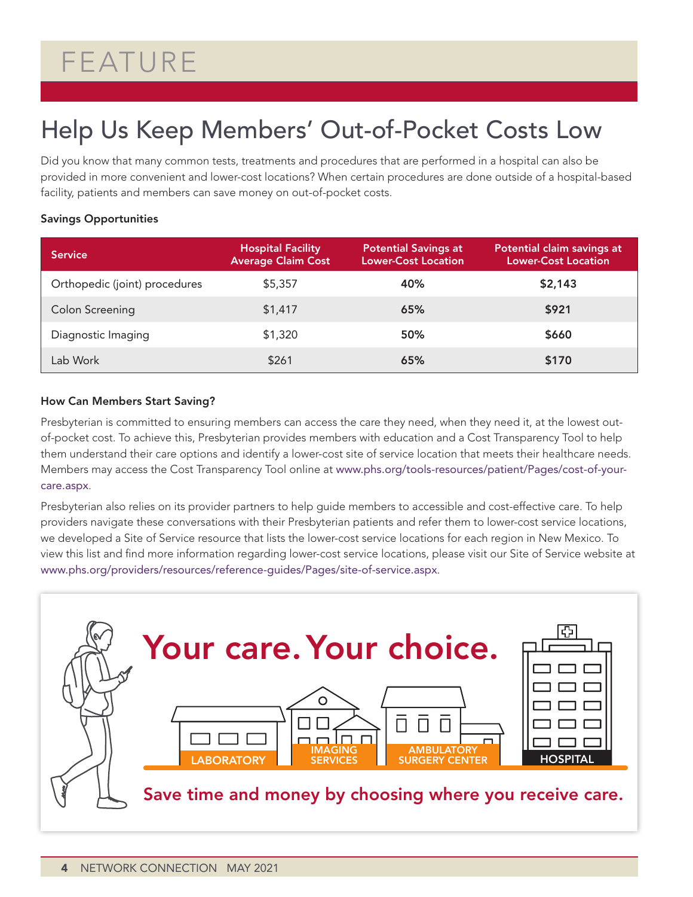# FEATURE

## Help Us Keep Members' Out-of-Pocket Costs Low

Did you know that many common tests, treatments and procedures that are performed in a hospital can also be provided in more convenient and lower-cost locations? When certain procedures are done outside of a hospital-based facility, patients and members can save money on out-of-pocket costs.

**Savings Opportunities**

| Service | Hospital Facility Average Claim Cost | Potential Savings at Lower-Cost Location | Potential claim savings at Lower-Cost Location |
|---|---|---|---|
| Orthopedic (joint) procedures | $5,357 | **40%** | **$2,143** |
| Colon Screening | $1,417 | **65%** | **$921** |
| Diagnostic Imaging | $1,320 | **50%** | **$660** |
| Lab Work | $261 | **65%** | **$170** |

**How Can Members Start Saving?**

Presbyterian is committed to ensuring members can access the care they need, when they need it, at the lowest out-of-pocket cost. To achieve this, Presbyterian provides members with education and a Cost Transparency Tool to help them understand their care options and identify a lower-cost site of service location that meets their healthcare needs. Members may access the Cost Transparency Tool online at www.phs.org/tools-resources/patient/Pages/cost-of-your-care.aspx.

Presbyterian also relies on its provider partners to help guide members to accessible and cost-effective care. To help providers navigate these conversations with their Presbyterian patients and refer them to lower-cost service locations, we developed a Site of Service resource that lists the lower-cost service locations for each region in New Mexico. To view this list and find more information regarding lower-cost service locations, please visit our Site of Service website at www.phs.org/providers/resources/reference-guides/Pages/site-of-service.aspx.

**Your care. Your choice.**

LABORATORY | IMAGING SERVICES | AMBULATORY SURGERY CENTER | HOSPITAL

**Save time and money by choosing where you receive care.**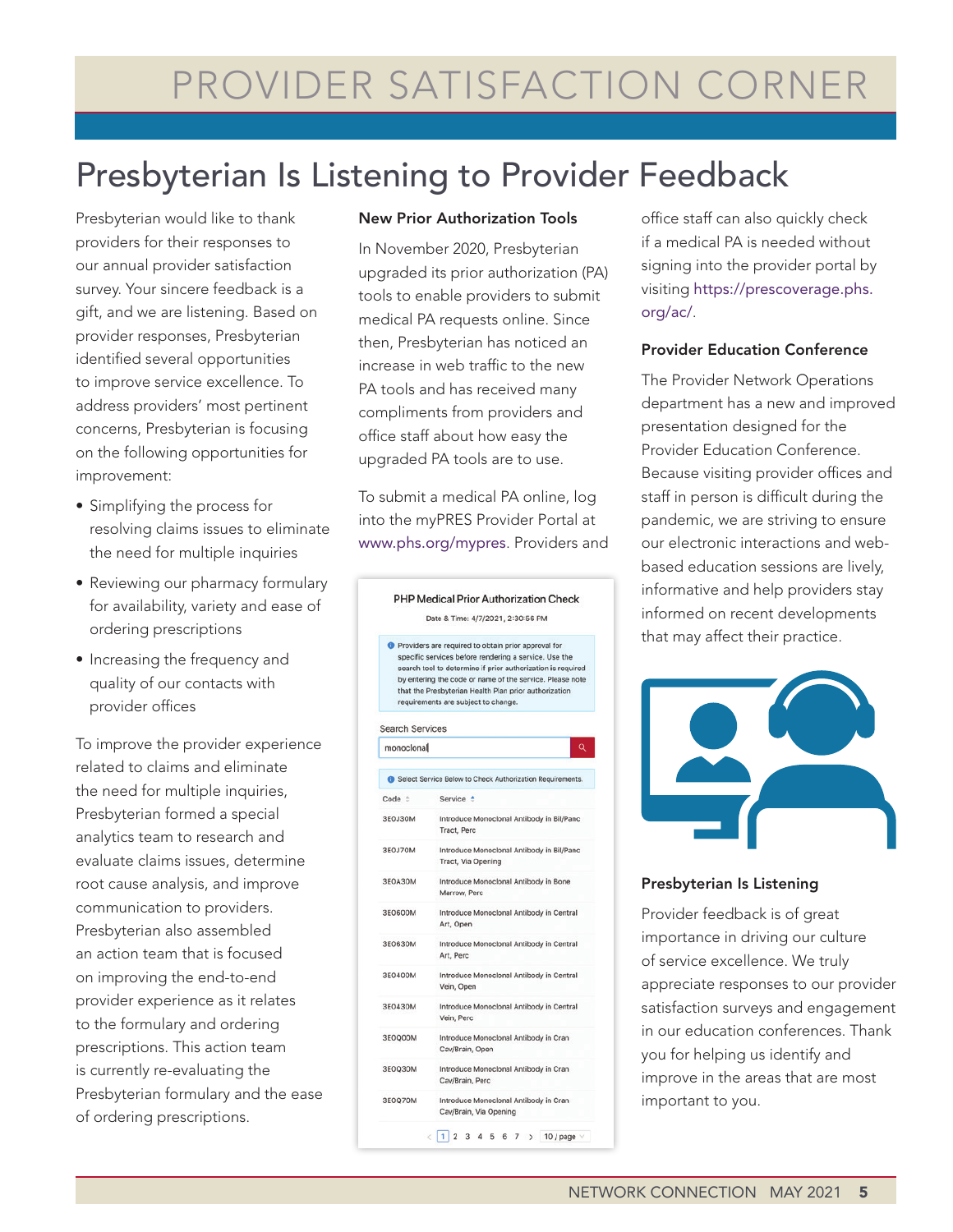# PROVIDER SATISFACTION CORNER

## Presbyterian Is Listening to Provider Feedback

Presbyterian would like to thank providers for their responses to our annual provider satisfaction survey. Your sincere feedback is a gift, and we are listening. Based on provider responses, Presbyterian identified several opportunities to improve service excellence. To address providers' most pertinent concerns, Presbyterian is focusing on the following opportunities for improvement:

- Simplifying the process for resolving claims issues to eliminate the need for multiple inquiries
- Reviewing our pharmacy formulary for availability, variety and ease of ordering prescriptions
- Increasing the frequency and quality of our contacts with provider offices

To improve the provider experience related to claims and eliminate the need for multiple inquiries, Presbyterian formed a special analytics team to research and evaluate claims issues, determine root cause analysis, and improve communication to providers. Presbyterian also assembled an action team that is focused on improving the end-to-end provider experience as it relates to the formulary and ordering prescriptions. This action team is currently re-evaluating the Presbyterian formulary and the ease of ordering prescriptions.

### New Prior Authorization Tools

In November 2020, Presbyterian upgraded its prior authorization (PA) tools to enable providers to submit medical PA requests online. Since then, Presbyterian has noticed an increase in web traffic to the new PA tools and has received many compliments from providers and office staff about how easy the upgraded PA tools are to use.

To submit a medical PA online, log into the myPRES Provider Portal at www.phs.org/mypres. Providers and office staff can also quickly check if a medical PA is needed without signing into the provider portal by visiting https://prescoverage.phs.org/ac/.

**PHP Medical Prior Authorization Check**

Date & Time: 4/7/2021, 2:30:56 PM

Providers are required to obtain prior approval for specific services before rendering a service. Use the search tool to determine if prior authorization is required by entering the code or name of the service. Please note that the Presbyterian Health Plan prior authorization requirements are subject to change.

Search Services: monoclonal

Select Service Below to Check Authorization Requirements.

| Code | Service |
|---|---|
| 3E0J30M | Introduce Monoclonal Antibody in Bil/Panc Tract, Perc |
| 3E0J70M | Introduce Monoclonal Antibody in Bil/Panc Tract, Via Opening |
| 3E0A30M | Introduce Monoclonal Antibody in Bone Marrow, Perc |
| 3E0600M | Introduce Monoclonal Antibody in Central Art, Open |
| 3E0630M | Introduce Monoclonal Antibody in Central Art, Perc |
| 3E0400M | Introduce Monoclonal Antibody in Central Vein, Open |
| 3E0430M | Introduce Monoclonal Antibody in Central Vein, Perc |
| 3E0Q00M | Introduce Monoclonal Antibody in Cran Cav/Brain, Open |
| 3E0Q30M | Introduce Monoclonal Antibody in Cran Cav/Brain, Perc |
| 3E0Q70M | Introduce Monoclonal Antibody in Cran Cav/Brain, Via Opening |

< 1 2 3 4 5 6 7 > 10 / page

### Provider Education Conference

The Provider Network Operations department has a new and improved presentation designed for the Provider Education Conference. Because visiting provider offices and staff in person is difficult during the pandemic, we are striving to ensure our electronic interactions and web-based education sessions are lively, informative and help providers stay informed on recent developments that may affect their practice.

### Presbyterian Is Listening

Provider feedback is of great importance in driving our culture of service excellence. We truly appreciate responses to our provider satisfaction surveys and engagement in our education conferences. Thank you for helping us identify and improve in the areas that are most important to you.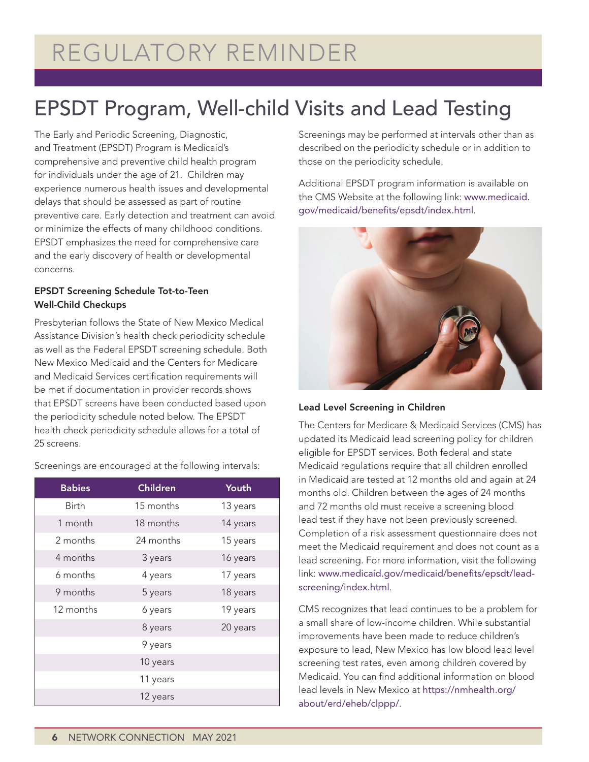# REGULATORY REMINDER

## EPSDT Program, Well-child Visits and Lead Testing

The Early and Periodic Screening, Diagnostic, and Treatment (EPSDT) Program is Medicaid's comprehensive and preventive child health program for individuals under the age of 21. Children may experience numerous health issues and developmental delays that should be assessed as part of routine preventive care. Early detection and treatment can avoid or minimize the effects of many childhood conditions. EPSDT emphasizes the need for comprehensive care and the early discovery of health or developmental concerns.

### EPSDT Screening Schedule Tot-to-Teen Well-Child Checkups

Presbyterian follows the State of New Mexico Medical Assistance Division's health check periodicity schedule as well as the Federal EPSDT screening schedule. Both New Mexico Medicaid and the Centers for Medicare and Medicaid Services certification requirements will be met if documentation in provider records shows that EPSDT screens have been conducted based upon the periodicity schedule noted below. The EPSDT health check periodicity schedule allows for a total of 25 screens.

Screenings are encouraged at the following intervals:

| Babies | Children | Youth |
|---|---|---|
| Birth | 15 months | 13 years |
| 1 month | 18 months | 14 years |
| 2 months | 24 months | 15 years |
| 4 months | 3 years | 16 years |
| 6 months | 4 years | 17 years |
| 9 months | 5 years | 18 years |
| 12 months | 6 years | 19 years |
| | 8 years | 20 years |
| | 9 years | |
| | 10 years | |
| | 11 years | |
| | 12 years | |

Screenings may be performed at intervals other than as described on the periodicity schedule or in addition to those on the periodicity schedule.

Additional EPSDT program information is available on the CMS Website at the following link: www.medicaid.gov/medicaid/benefits/epsdt/index.html.

### Lead Level Screening in Children

The Centers for Medicare & Medicaid Services (CMS) has updated its Medicaid lead screening policy for children eligible for EPSDT services. Both federal and state Medicaid regulations require that all children enrolled in Medicaid are tested at 12 months old and again at 24 months old. Children between the ages of 24 months and 72 months old must receive a screening blood lead test if they have not been previously screened. Completion of a risk assessment questionnaire does not meet the Medicaid requirement and does not count as a lead screening. For more information, visit the following link: www.medicaid.gov/medicaid/benefits/epsdt/lead-screening/index.html.

CMS recognizes that lead continues to be a problem for a small share of low-income children. While substantial improvements have been made to reduce children's exposure to lead, New Mexico has low blood lead level screening test rates, even among children covered by Medicaid. You can find additional information on blood lead levels in New Mexico at https://nmhealth.org/about/erd/eheb/clppp/.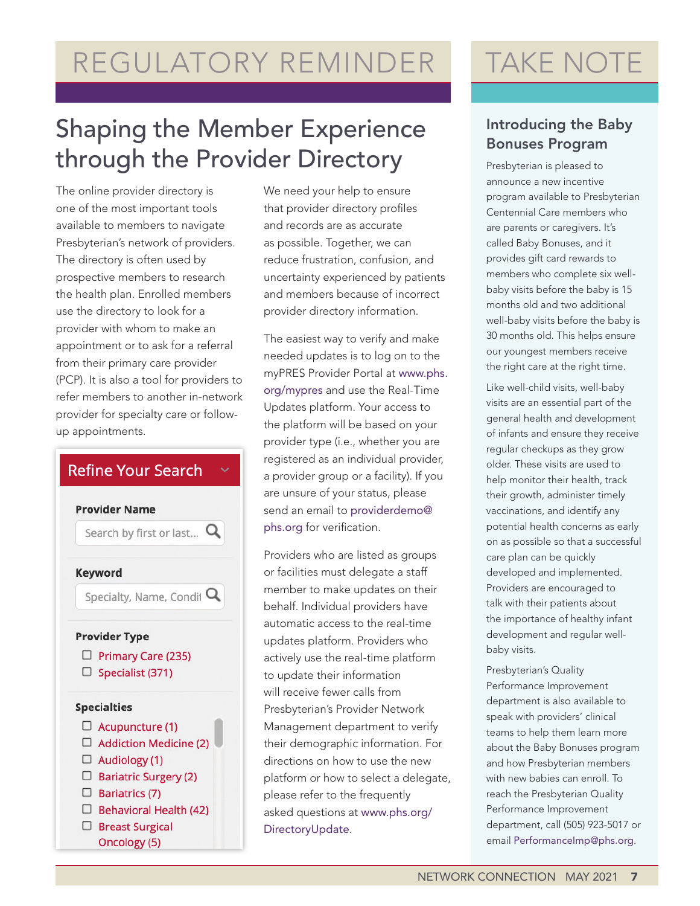# REGULATORY REMINDER

## Shaping the Member Experience through the Provider Directory

The online provider directory is one of the most important tools available to members to navigate Presbyterian's network of providers. The directory is often used by prospective members to research the health plan. Enrolled members use the directory to look for a provider with whom to make an appointment or to ask for a referral from their primary care provider (PCP). It is also a tool for providers to refer members to another in-network provider for specialty care or follow-up appointments.

**Refine Your Search**

**Provider Name**

Search by first or last...

**Keyword**

Specialty, Name, Condit

**Provider Type**

- ☐ Primary Care (235)
- ☐ Specialist (371)

**Specialties**

- ☐ Acupuncture (1)
- ☐ Addiction Medicine (2)
- ☐ Audiology (1)
- ☐ Bariatric Surgery (2)
- ☐ Bariatrics (7)
- ☐ Behavioral Health (42)
- ☐ Breast Surgical Oncology (5)

We need your help to ensure that provider directory profiles and records are as accurate as possible. Together, we can reduce frustration, confusion, and uncertainty experienced by patients and members because of incorrect provider directory information.

The easiest way to verify and make needed updates is to log on to the myPRES Provider Portal at www.phs.org/mypres and use the Real-Time Updates platform. Your access to the platform will be based on your provider type (i.e., whether you are registered as an individual provider, a provider group or a facility). If you are unsure of your status, please send an email to providerdemo@phs.org for verification.

Providers who are listed as groups or facilities must delegate a staff member to make updates on their behalf. Individual providers have automatic access to the real-time updates platform. Providers who actively use the real-time platform to update their information will receive fewer calls from Presbyterian's Provider Network Management department to verify their demographic information. For directions on how to use the new platform or how to select a delegate, please refer to the frequently asked questions at www.phs.org/DirectoryUpdate.

# TAKE NOTE

## Introducing the Baby Bonuses Program

Presbyterian is pleased to announce a new incentive program available to Presbyterian Centennial Care members who are parents or caregivers. It's called Baby Bonuses, and it provides gift card rewards to members who complete six well-baby visits before the baby is 15 months old and two additional well-baby visits before the baby is 30 months old. This helps ensure our youngest members receive the right care at the right time.

Like well-child visits, well-baby visits are an essential part of the general health and development of infants and ensure they receive regular checkups as they grow older. These visits are used to help monitor their health, track their growth, administer timely vaccinations, and identify any potential health concerns as early on as possible so that a successful care plan can be quickly developed and implemented. Providers are encouraged to talk with their patients about the importance of healthy infant development and regular well-baby visits.

Presbyterian's Quality Performance Improvement department is also available to speak with providers' clinical teams to help them learn more about the Baby Bonuses program and how Presbyterian members with new babies can enroll. To reach the Presbyterian Quality Performance Improvement department, call (505) 923-5017 or email PerformanceImp@phs.org.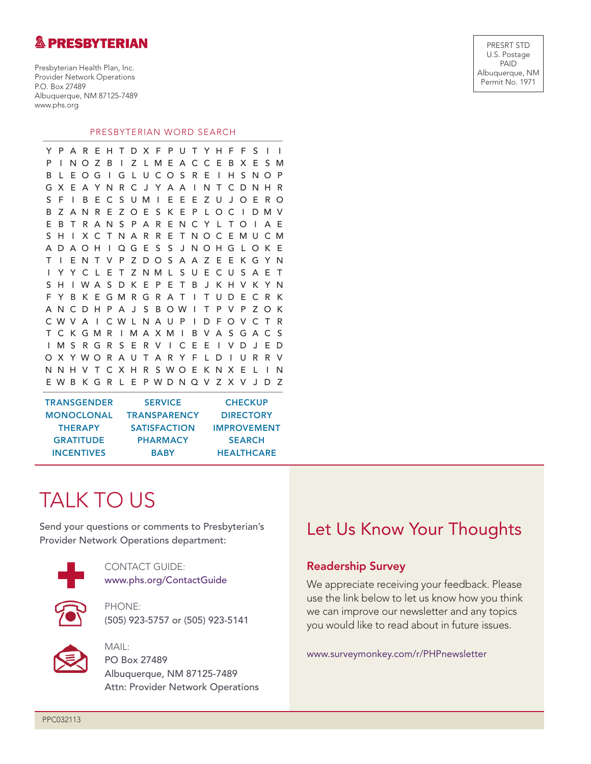**PRESBYTERIAN**

Presbyterian Health Plan, Inc.
Provider Network Operations
P.O. Box 27489
Albuquerque, NM 87125-7489
www.phs.org

PRESRT STD
U.S. Postage
PAID
Albuquerque, NM
Permit No. 1971

## PRESBYTERIAN WORD SEARCH

```
Y P A R E H T D X F P U T Y H F F S I I
P I N O Z B I Z L M E A C C E B X E S M
B L E O G I G L U C O S R E I H S N O P
G X E A Y N R C J Y A A I N T C D N H R
S F I B E C S U M I E E E Z U J O E R O
B Z A N R E Z O E S K E P L O C I D M V
E B T R A N S P A R E N C Y L T O I A E
S H I X C T N A R R E T N O C E M U C M
A D A O H I Q G E S S J N O H G L O K E
T I E N T V P Z D O S A A Z E E K G Y N
I Y Y C L E T Z N M L S U E C U S A E T
S H I W A S D K E P E T B J K H V K Y N
F Y B K E G M R G R A T I T U D E C R K
A N C D H P A J S B O W I T P V P Z O K
C W V A I C W L N A U P I D F O V C T R
T C K G M R I M A X M I B V A S G A C S
I M S R G R S E R V I C E E I V D J E D
O X Y W O R A U T A R Y F L D I U R R V
N N H V T C X H R S W O E K N X E L I N
E W B K G R L E P W D N Q V Z X V J D Z
```

| | | |
|---|---|---|
| TRANSGENDER | SERVICE | CHECKUP |
| MONOCLONAL | TRANSPARENCY | DIRECTORY |
| THERAPY | SATISFACTION | IMPROVEMENT |
| GRATITUDE | PHARMACY | SEARCH |
| INCENTIVES | BABY | HEALTHCARE |

# TALK TO US

Send your questions or comments to Presbyterian's Provider Network Operations department:

CONTACT GUIDE:
www.phs.org/ContactGuide

PHONE:
(505) 923-5757 or (505) 923-5141

MAIL:
PO Box 27489
Albuquerque, NM 87125-7489
Attn: Provider Network Operations

## Let Us Know Your Thoughts

### Readership Survey

We appreciate receiving your feedback. Please use the link below to let us know how you think we can improve our newsletter and any topics you would like to read about in future issues.

www.surveymonkey.com/r/PHPnewsletter

PPC032113